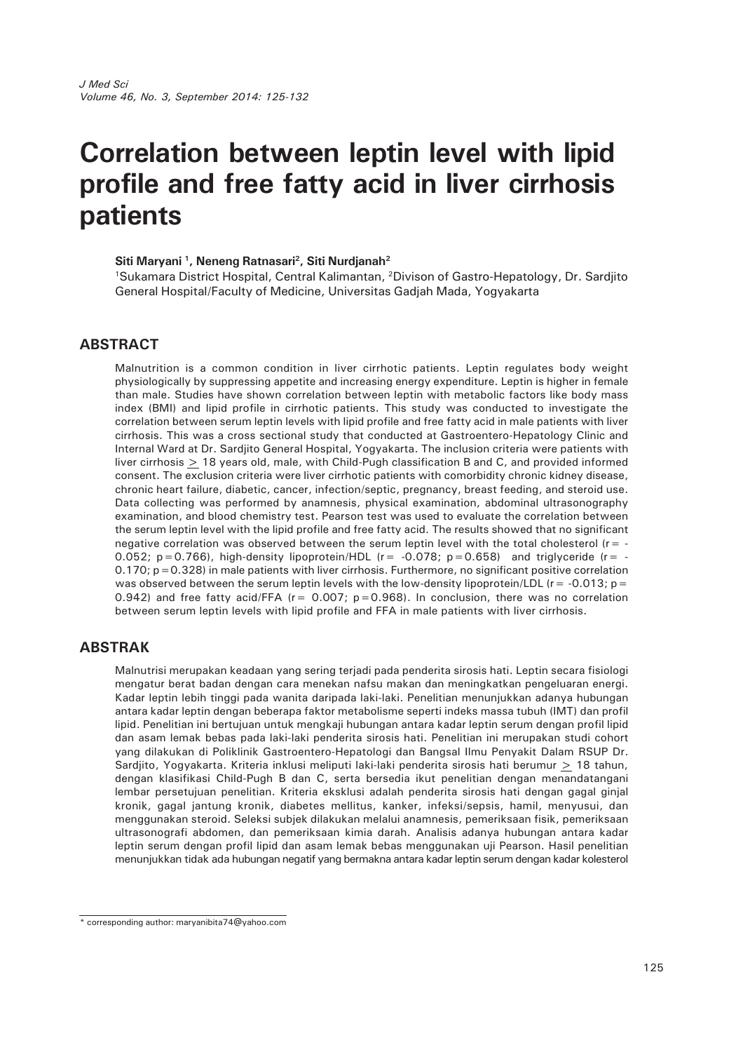# Correlation between leptin level with lipid profile and free fatty acid in liver cirrhosis patients

**Siti Maryani [1], Neneng Ratnasari[2], Siti Nurdjanah[2]**

[1]Sukamara District Hospital, Central Kalimantan, [2]Divison of Gastro-Hepatology, Dr. Sardjito General Hospital/Faculty of Medicine, Universitas Gadjah Mada, Yogyakarta

## ABSTRACT

Malnutrition is a common condition in liver cirrhotic patients. Leptin regulates body weight physiologically by suppressing appetite and increasing energy expenditure. Leptin is higher in female than male. Studies have shown correlation between leptin with metabolic factors like body mass index (BMI) and lipid profile in cirrhotic patients. This study was conducted to investigate the correlation between serum leptin levels with lipid profile and free fatty acid in male patients with liver cirrhosis. This was a cross sectional study that conducted at Gastroentero-Hepatology Clinic and Internal Ward at Dr. Sardjito General Hospital, Yogyakarta. The inclusion criteria were patients with liver cirrhosis $\geq$ 18 years old, male, with Child-Pugh classification B and C, and provided informed consent. The exclusion criteria were liver cirrhotic patients with comorbidity chronic kidney disease, chronic heart failure, diabetic, cancer, infection/septic, pregnancy, breast feeding, and steroid use. Data collecting was performed by anamnesis, physical examination, abdominal ultrasonography examination, and blood chemistry test. Pearson test was used to evaluate the correlation between the serum leptin level with the lipid profile and free fatty acid. The results showed that no significant negative correlation was observed between the serum leptin level with the total cholesterol ($r = -0.052$; $p = 0.766$), high-density lipoprotein/HDL ($r = -0.078$; $p = 0.658$) and triglyceride ($r = -0.170$; $p = 0.328$) in male patients with liver cirrhosis. Furthermore, no significant positive correlation was observed between the serum leptin levels with the low-density lipoprotein/LDL ($r = -0.013$; $p = 0.942$) and free fatty acid/FFA ($r = 0.007$; $p = 0.968$). In conclusion, there was no correlation between serum leptin levels with lipid profile and FFA in male patients with liver cirrhosis.

## ABSTRAK

Malnutrisi merupakan keadaan yang sering terjadi pada penderita sirosis hati. Leptin secara fisiologi mengatur berat badan dengan cara menekan nafsu makan dan meningkatkan pengeluaran energi. Kadar leptin lebih tinggi pada wanita daripada laki-laki. Penelitian menunjukkan adanya hubungan antara kadar leptin dengan beberapa faktor metabolisme seperti indeks massa tubuh (IMT) dan profil lipid. Penelitian ini bertujuan untuk mengkaji hubungan antara kadar leptin serum dengan profil lipid dan asam lemak bebas pada laki-laki penderita sirosis hati. Penelitian ini merupakan studi cohort yang dilakukan di Poliklinik Gastroentero-Hepatologi dan Bangsal Ilmu Penyakit Dalam RSUP Dr. Sardjito, Yogyakarta. Kriteria inklusi meliputi laki-laki penderita sirosis hati berumur $\geq$ 18 tahun, dengan klasifikasi Child-Pugh B dan C, serta bersedia ikut penelitian dengan menandatangani lembar persetujuan penelitian. Kriteria eksklusi adalah penderita sirosis hati dengan gagal ginjal kronik, gagal jantung kronik, diabetes mellitus, kanker, infeksi/sepsis, hamil, menyusui, dan menggunakan steroid. Seleksi subjek dilakukan melalui anamnesis, pemeriksaan fisik, pemeriksaan ultrasonografi abdomen, dan pemeriksaan kimia darah. Analisis adanya hubungan antara kadar leptin serum dengan profil lipid dan asam lemak bebas menggunakan uji Pearson. Hasil penelitian menunjukkan tidak ada hubungan negatif yang bermakna antara kadar leptin serum dengan kadar kolesterol

\* corresponding author: maryanibita74@yahoo.com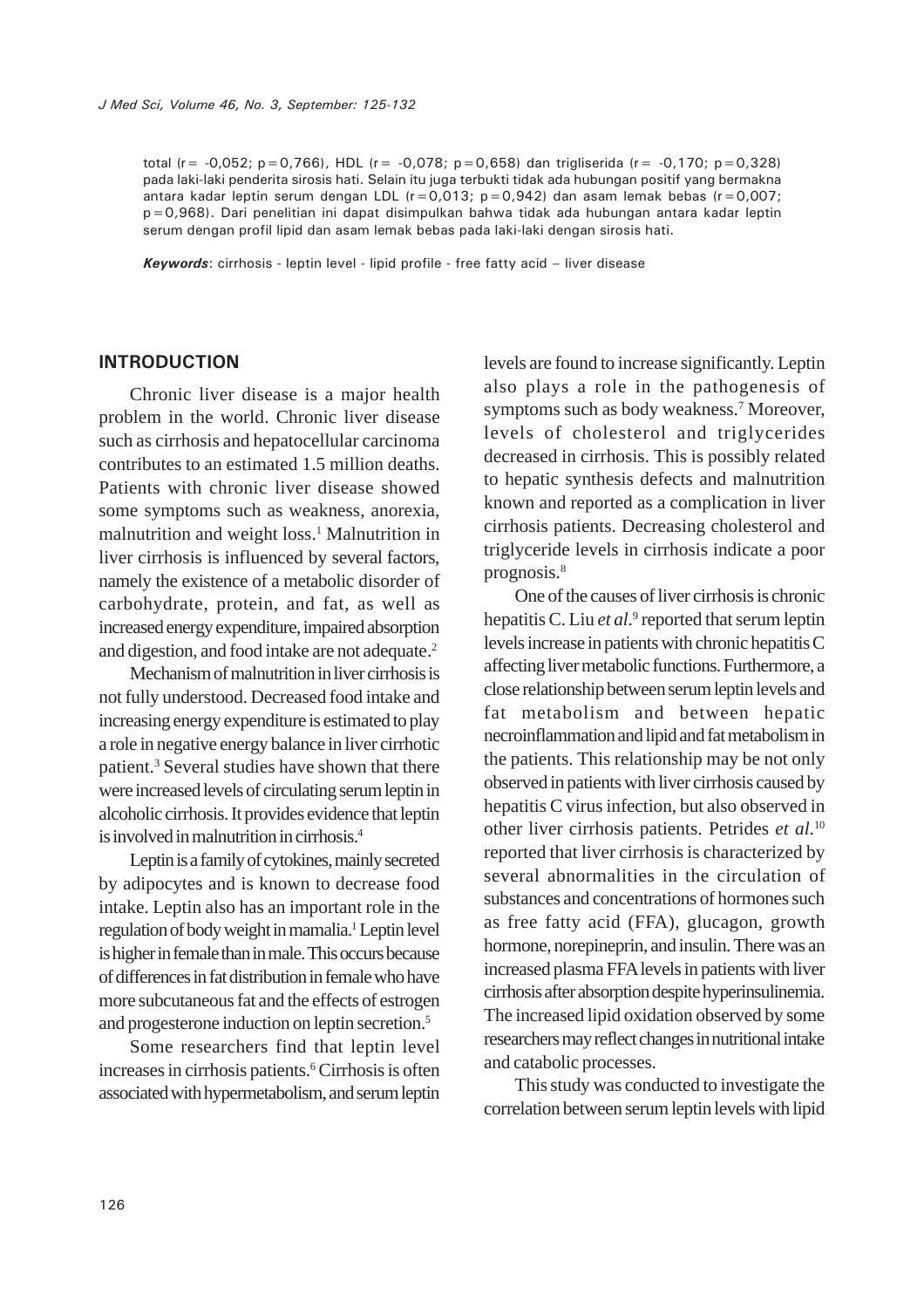total (r = -0,052; p = 0,766), HDL (r = -0,078; p = 0,658) dan trigliserida (r = -0,170; p = 0,328) pada laki-laki penderita sirosis hati. Selain itu juga terbukti tidak ada hubungan positif yang bermakna antara kadar leptin serum dengan LDL (r = 0,013; p = 0,942) dan asam lemak bebas (r = 0,007; p = 0,968). Dari penelitian ini dapat disimpulkan bahwa tidak ada hubungan antara kadar leptin serum dengan profil lipid dan asam lemak bebas pada laki-laki dengan sirosis hati.

***Keywords***: cirrhosis - leptin level - lipid profile - free fatty acid – liver disease

## INTRODUCTION

Chronic liver disease is a major health problem in the world. Chronic liver disease such as cirrhosis and hepatocellular carcinoma contributes to an estimated 1.5 million deaths. Patients with chronic liver disease showed some symptoms such as weakness, anorexia, malnutrition and weight loss.[1] Malnutrition in liver cirrhosis is influenced by several factors, namely the existence of a metabolic disorder of carbohydrate, protein, and fat, as well as increased energy expenditure, impaired absorption and digestion, and food intake are not adequate.[2]

Mechanism of malnutrition in liver cirrhosis is not fully understood. Decreased food intake and increasing energy expenditure is estimated to play a role in negative energy balance in liver cirrhotic patient.[3] Several studies have shown that there were increased levels of circulating serum leptin in alcoholic cirrhosis. It provides evidence that leptin is involved in malnutrition in cirrhosis.[4]

Leptin is a family of cytokines, mainly secreted by adipocytes and is known to decrease food intake. Leptin also has an important role in the regulation of body weight in mamalia.[1] Leptin level is higher in female than in male. This occurs because of differences in fat distribution in female who have more subcutaneous fat and the effects of estrogen and progesterone induction on leptin secretion.[5]

Some researchers find that leptin level increases in cirrhosis patients.[6] Cirrhosis is often associated with hypermetabolism, and serum leptin levels are found to increase significantly. Leptin also plays a role in the pathogenesis of symptoms such as body weakness.[7] Moreover, levels of cholesterol and triglycerides decreased in cirrhosis. This is possibly related to hepatic synthesis defects and malnutrition known and reported as a complication in liver cirrhosis patients. Decreasing cholesterol and triglyceride levels in cirrhosis indicate a poor prognosis.[8]

One of the causes of liver cirrhosis is chronic hepatitis C. Liu *et al*.[9] reported that serum leptin levels increase in patients with chronic hepatitis C affecting liver metabolic functions. Furthermore, a close relationship between serum leptin levels and fat metabolism and between hepatic necroinflammation and lipid and fat metabolism in the patients. This relationship may be not only observed in patients with liver cirrhosis caused by hepatitis C virus infection, but also observed in other liver cirrhosis patients. Petrides *et al.*[10] reported that liver cirrhosis is characterized by several abnormalities in the circulation of substances and concentrations of hormones such as free fatty acid (FFA), glucagon, growth hormone, norepineprin, and insulin. There was an increased plasma FFA levels in patients with liver cirrhosis after absorption despite hyperinsulinemia. The increased lipid oxidation observed by some researchers may reflect changes in nutritional intake and catabolic processes.

This study was conducted to investigate the correlation between serum leptin levels with lipid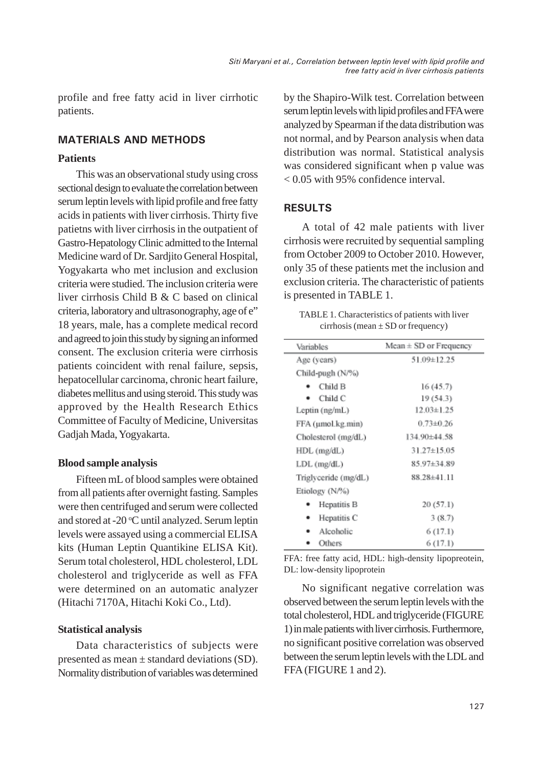profile and free fatty acid in liver cirrhotic patients.

## MATERIALS AND METHODS

### Patients

This was an observational study using cross sectional design to evaluate the correlation between serum leptin levels with lipid profile and free fatty acids in patients with liver cirrhosis. Thirty five patietns with liver cirrhosis in the outpatient of Gastro-Hepatology Clinic admitted to the Internal Medicine ward of Dr. Sardjito General Hospital, Yogyakarta who met inclusion and exclusion criteria were studied. The inclusion criteria were liver cirrhosis Child B & C based on clinical criteria, laboratory and ultrasonography, age of e" 18 years, male, has a complete medical record and agreed to join this study by signing an informed consent. The exclusion criteria were cirrhosis patients coincident with renal failure, sepsis, hepatocellular carcinoma, chronic heart failure, diabetes mellitus and using steroid. This study was approved by the Health Research Ethics Committee of Faculty of Medicine, Universitas Gadjah Mada, Yogyakarta.

### Blood sample analysis

Fifteen mL of blood samples were obtained from all patients after overnight fasting. Samples were then centrifuged and serum were collected and stored at -20 °C until analyzed. Serum leptin levels were assayed using a commercial ELISA kits (Human Leptin Quantikine ELISA Kit). Serum total cholesterol, HDL cholesterol, LDL cholesterol and triglyceride as well as FFA were determined on an automatic analyzer (Hitachi 7170A, Hitachi Koki Co., Ltd).

### Statistical analysis

Data characteristics of subjects were presented as mean ± standard deviations (SD). Normality distribution of variables was determined by the Shapiro-Wilk test. Correlation between serum leptin levels with lipid profiles and FFA were analyzed by Spearman if the data distribution was not normal, and by Pearson analysis when data distribution was normal. Statistical analysis was considered significant when p value was < 0.05 with 95% confidence interval.

## RESULTS

A total of 42 male patients with liver cirrhosis were recruited by sequential sampling from October 2009 to October 2010. However, only 35 of these patients met the inclusion and exclusion criteria. The characteristic of patients is presented in TABLE 1.

TABLE 1. Characteristics of patients with liver cirrhosis (mean ± SD or frequency)

| Variables | Mean ± SD or Frequency |
|---|---|
| Age (years) | 51.09±12.25 |
| Child-pugh (N/%) | |
| • Child B | 16 (45.7) |
| • Child C | 19 (54.3) |
| Leptin (ng/mL) | 12.03±1.25 |
| FFA (µmol.kg.min) | 0.73±0.26 |
| Cholesterol (mg/dL) | 134.90±44.58 |
| HDL (mg/dL) | 31.27±15.05 |
| LDL (mg/dL) | 85.97±34.89 |
| Triglyceride (mg/dL) | 88.28±41.11 |
| Etiology (N/%) | |
| • Hepatitis B | 20 (57.1) |
| • Hepatitis C | 3 (8.7) |
| • Alcoholic | 6 (17.1) |
| • Others | 6 (17.1) |

FFA: free fatty acid, HDL: high-density lipopreotein, DL: low-density lipoprotein

No significant negative correlation was observed between the serum leptin levels with the total cholesterol, HDL and triglyceride (FIGURE 1) in male patients with liver cirrhosis. Furthermore, no significant positive correlation was observed between the serum leptin levels with the LDL and FFA (FIGURE 1 and 2).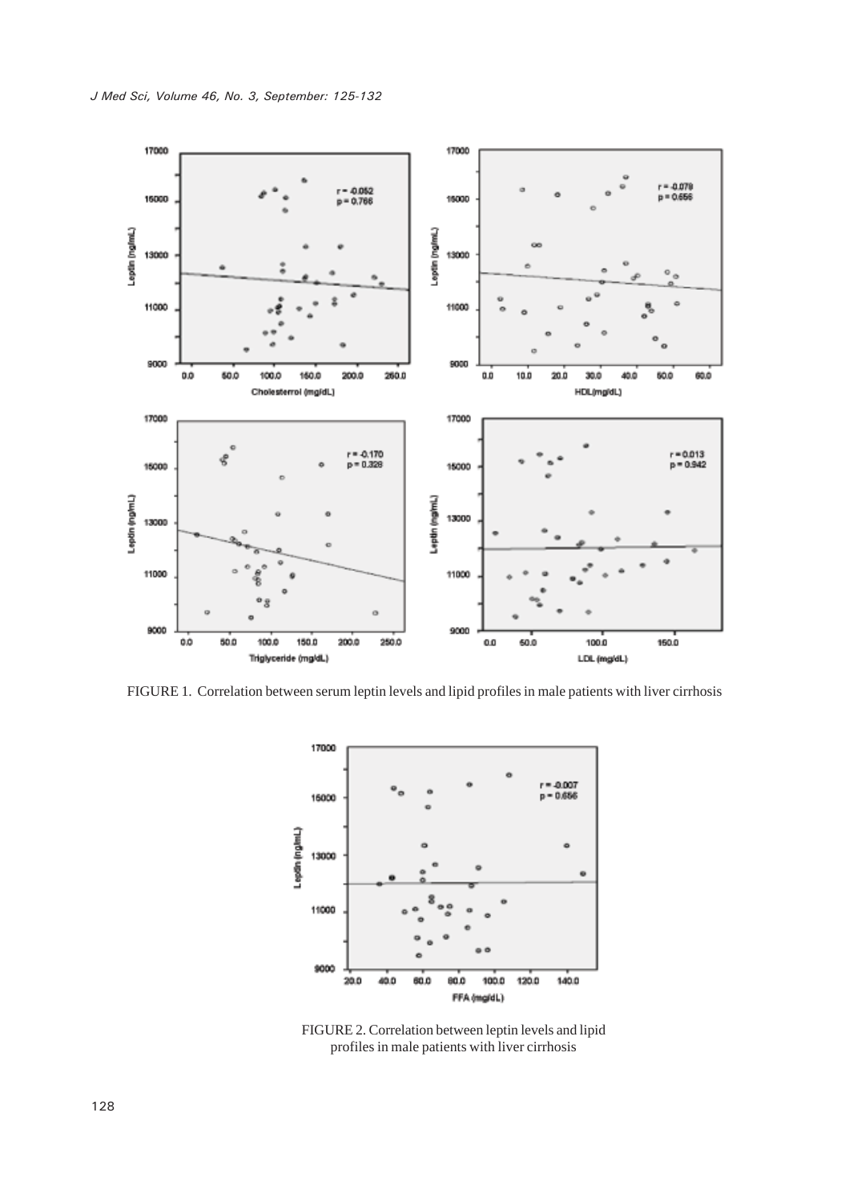FIGURE 1. Correlation between serum leptin levels and lipid profiles in male patients with liver cirrhosis

FIGURE 2. Correlation between leptin levels and lipid profiles in male patients with liver cirrhosis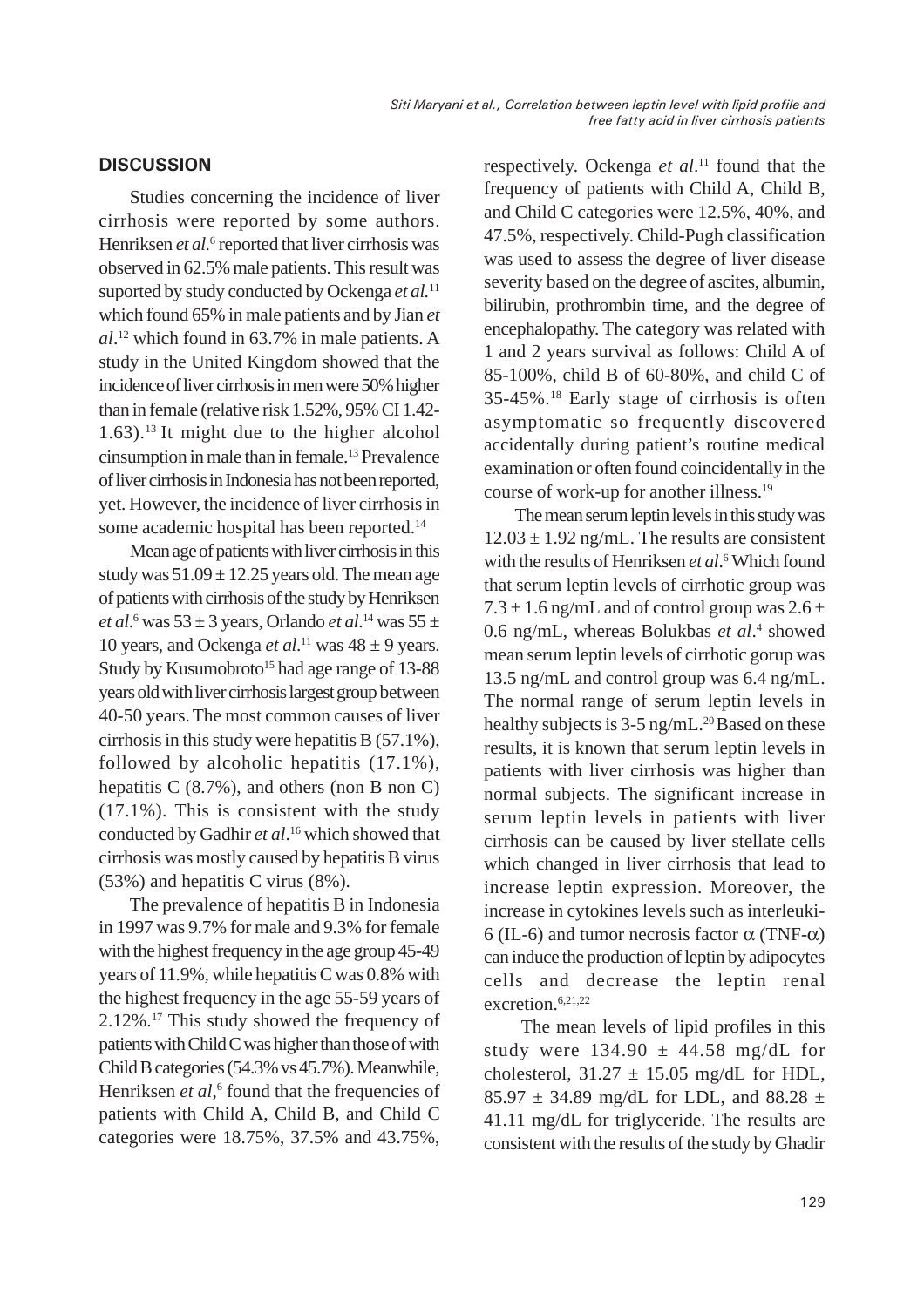## DISCUSSION

Studies concerning the incidence of liver cirrhosis were reported by some authors. Henriksen *et al.*[6] reported that liver cirrhosis was observed in 62.5% male patients. This result was suported by study conducted by Ockenga *et al.*[11] which found 65% in male patients and by Jian *et al*.[12] which found in 63.7% in male patients. A study in the United Kingdom showed that the incidence of liver cirrhosis in men were 50% higher than in female (relative risk 1.52%, 95% CI 1.42-1.63).[13] It might due to the higher alcohol cinsumption in male than in female.[13] Prevalence of liver cirrhosis in Indonesia has not been reported, yet. However, the incidence of liver cirrhosis in some academic hospital has been reported.[14]

Mean age of patients with liver cirrhosis in this study was $51.09 \pm 12.25$ years old. The mean age of patients with cirrhosis of the study by Henriksen *et al.*[6] was $53 \pm 3$ years, Orlando *et al.*[14] was $55 \pm 10$ years, and Ockenga *et al.*[11] was $48 \pm 9$ years. Study by Kusumobroto[15] had age range of 13-88 years old with liver cirrhosis largest group between 40-50 years. The most common causes of liver cirrhosis in this study were hepatitis B (57.1%), followed by alcoholic hepatitis (17.1%), hepatitis C (8.7%), and others (non B non C) (17.1%). This is consistent with the study conducted by Gadhir *et al*.[16] which showed that cirrhosis was mostly caused by hepatitis B virus (53%) and hepatitis C virus (8%).

The prevalence of hepatitis B in Indonesia in 1997 was 9.7% for male and 9.3% for female with the highest frequency in the age group 45-49 years of 11.9%, while hepatitis C was 0.8% with the highest frequency in the age 55-59 years of 2.12%.[17] This study showed the frequency of patients with Child C was higher than those of with Child B categories (54.3% vs 45.7%). Meanwhile, Henriksen *et al*,[6] found that the frequencies of patients with Child A, Child B, and Child C categories were 18.75%, 37.5% and 43.75%, respectively. Ockenga *et al*.[11] found that the frequency of patients with Child A, Child B, and Child C categories were 12.5%, 40%, and 47.5%, respectively. Child-Pugh classification was used to assess the degree of liver disease severity based on the degree of ascites, albumin, bilirubin, prothrombin time, and the degree of encephalopathy. The category was related with 1 and 2 years survival as follows: Child A of 85-100%, child B of 60-80%, and child C of 35-45%.[18] Early stage of cirrhosis is often asymptomatic so frequently discovered accidentally during patient's routine medical examination or often found coincidentally in the course of work-up for another illness.[19]

The mean serum leptin levels in this study was $12.03 \pm 1.92$ ng/mL. The results are consistent with the results of Henriksen *et al*.[6] Which found that serum leptin levels of cirrhotic group was $7.3 \pm 1.6$ ng/mL and of control group was $2.6 \pm 0.6$ ng/mL, whereas Bolukbas *et al*.[4] showed mean serum leptin levels of cirrhotic gorup was 13.5 ng/mL and control group was 6.4 ng/mL. The normal range of serum leptin levels in healthy subjects is 3-5 ng/mL.[20] Based on these results, it is known that serum leptin levels in patients with liver cirrhosis was higher than normal subjects. The significant increase in serum leptin levels in patients with liver cirrhosis can be caused by liver stellate cells which changed in liver cirrhosis that lead to increase leptin expression. Moreover, the increase in cytokines levels such as interleuki-6 (IL-6) and tumor necrosis factor $\alpha$ (TNF-$\alpha$) can induce the production of leptin by adipocytes cells and decrease the leptin renal excretion.[6,21,22]

The mean levels of lipid profiles in this study were $134.90 \pm 44.58$ mg/dL for cholesterol, $31.27 \pm 15.05$ mg/dL for HDL, $85.97 \pm 34.89$ mg/dL for LDL, and $88.28 \pm 41.11$ mg/dL for triglyceride. The results are consistent with the results of the study by Ghadir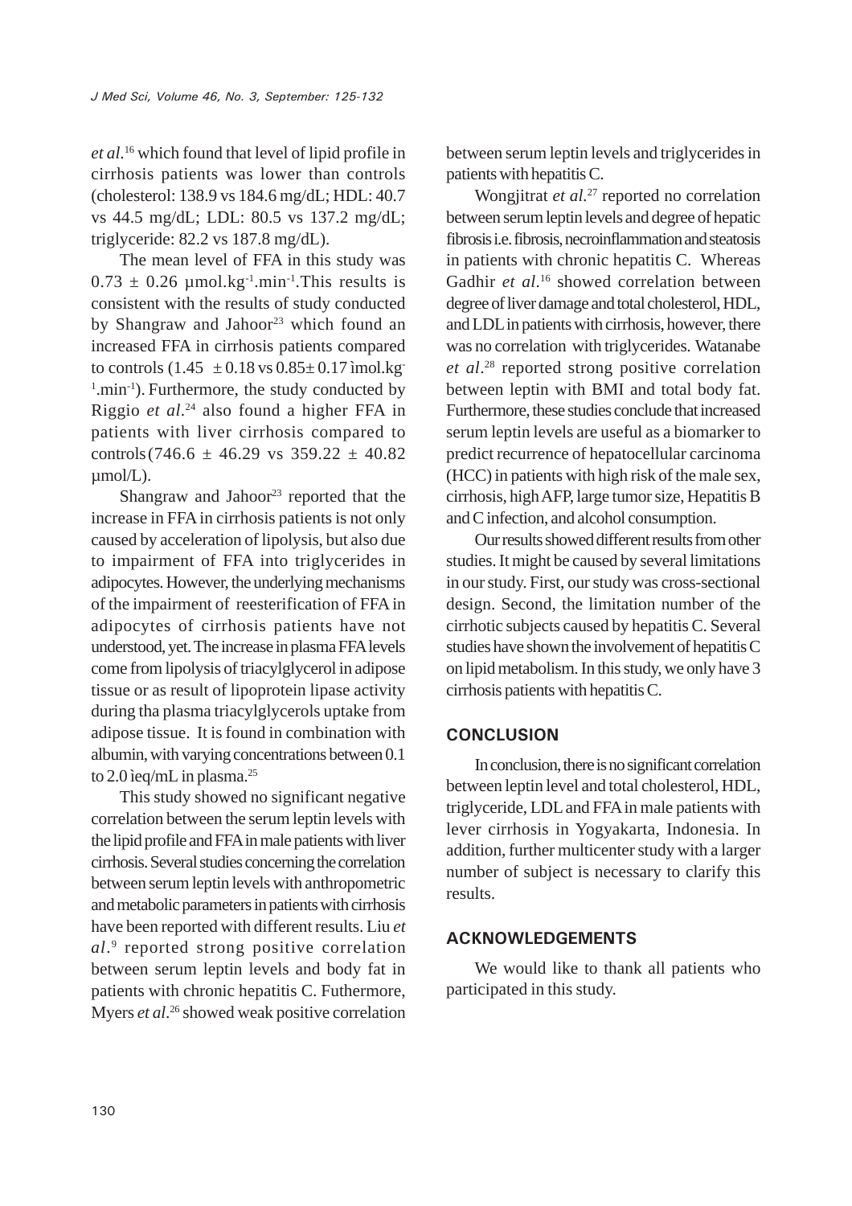*et al*.[16] which found that level of lipid profile in cirrhosis patients was lower than controls (cholesterol: 138.9 vs 184.6 mg/dL; HDL: 40.7 vs 44.5 mg/dL; LDL: 80.5 vs 137.2 mg/dL; triglyceride: 82.2 vs 187.8 mg/dL).

The mean level of FFA in this study was $0.73 \pm 0.26$ µmol.kg$^{-1}$.min$^{-1}$.This results is consistent with the results of study conducted by Shangraw and Jahoor[23] which found an increased FFA in cirrhosis patients compared to controls ($1.45 \pm 0.18$ vs $0.85 \pm 0.17$ ìmol.kg$^{-1}$.min$^{-1}$). Furthermore, the study conducted by Riggio *et al.*[24] also found a higher FFA in patients with liver cirrhosis compared to controls($746.6 \pm 46.29$ vs $359.22 \pm 40.82$ µmol/L).

Shangraw and Jahoor[23] reported that the increase in FFA in cirrhosis patients is not only caused by acceleration of lipolysis, but also due to impairment of FFA into triglycerides in adipocytes. However, the underlying mechanisms of the impairment of reesterification of FFA in adipocytes of cirrhosis patients have not understood, yet. The increase in plasma FFA levels come from lipolysis of triacylglycerol in adipose tissue or as result of lipoprotein lipase activity during tha plasma triacylglycerols uptake from adipose tissue. It is found in combination with albumin, with varying concentrations between 0.1 to 2.0 ìeq/mL in plasma.[25]

This study showed no significant negative correlation between the serum leptin levels with the lipid profile and FFA in male patients with liver cirrhosis. Several studies concerning the correlation between serum leptin levels with anthropometric and metabolic parameters in patients with cirrhosis have been reported with different results. Liu *et al*.[9] reported strong positive correlation between serum leptin levels and body fat in patients with chronic hepatitis C. Futhermore, Myers *et al*.[26] showed weak positive correlation between serum leptin levels and triglycerides in patients with hepatitis C.

Wongjitrat *et al.*[27] reported no correlation between serum leptin levels and degree of hepatic fibrosis i.e. fibrosis, necroinflammation and steatosis in patients with chronic hepatitis C. Whereas Gadhir *et al*.[16] showed correlation between degree of liver damage and total cholesterol, HDL, and LDL in patients with cirrhosis, however, there was no correlation with triglycerides. Watanabe *et al*.[28] reported strong positive correlation between leptin with BMI and total body fat. Furthermore, these studies conclude that increased serum leptin levels are useful as a biomarker to predict recurrence of hepatocellular carcinoma (HCC) in patients with high risk of the male sex, cirrhosis, high AFP, large tumor size, Hepatitis B and C infection, and alcohol consumption.

Our results showed different results from other studies. It might be caused by several limitations in our study. First, our study was cross-sectional design. Second, the limitation number of the cirrhotic subjects caused by hepatitis C. Several studies have shown the involvement of hepatitis C on lipid metabolism. In this study, we only have 3 cirrhosis patients with hepatitis C.

## CONCLUSION

In conclusion, there is no significant correlation between leptin level and total cholesterol, HDL, triglyceride, LDL and FFA in male patients with lever cirrhosis in Yogyakarta, Indonesia. In addition, further multicenter study with a larger number of subject is necessary to clarify this results.

## ACKNOWLEDGEMENTS

We would like to thank all patients who participated in this study.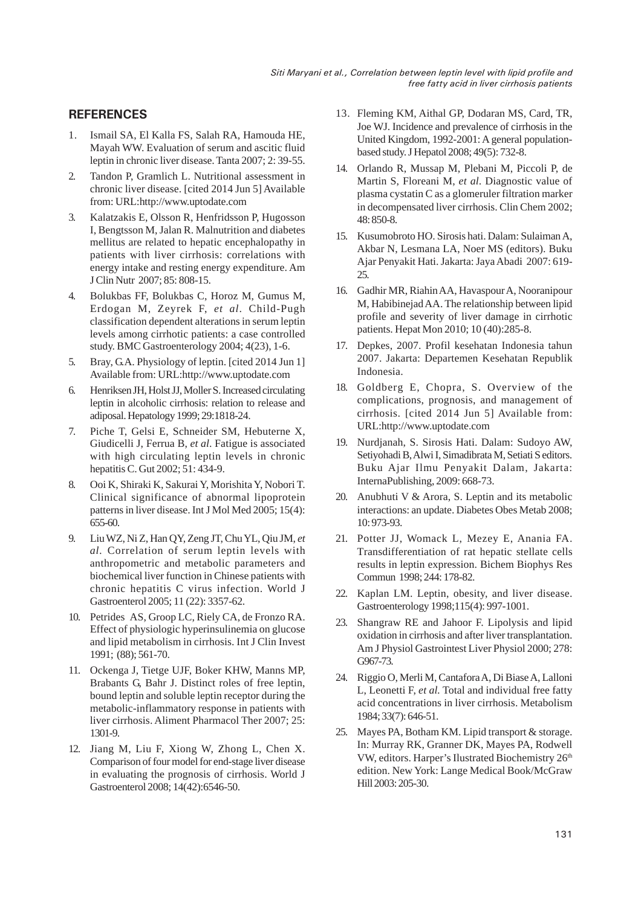## REFERENCES

1. Ismail SA, El Kalla FS, Salah RA, Hamouda HE, Mayah WW. Evaluation of serum and ascitic fluid leptin in chronic liver disease. Tanta 2007; 2: 39-55.
2. Tandon P, Gramlich L. Nutritional assessment in chronic liver disease. [cited 2014 Jun 5] Available from: URL:http://www.uptodate.com
3. Kalatzakis E, Olsson R, Henfridsson P, Hugosson I, Bengtsson M, Jalan R. Malnutrition and diabetes mellitus are related to hepatic encephalopathy in patients with liver cirrhosis: correlations with energy intake and resting energy expenditure. Am J Clin Nutr 2007; 85: 808-15.
4. Bolukbas FF, Bolukbas C, Horoz M, Gumus M, Erdogan M, Zeyrek F, *et al*. Child-Pugh classification dependent alterations in serum leptin levels among cirrhotic patients: a case controlled study. BMC Gastroenterology 2004; 4(23), 1-6.
5. Bray, G.A. Physiology of leptin. [cited 2014 Jun 1] Available from: URL:http://www.uptodate.com
6. Henriksen JH, Holst JJ, Moller S. Increased circulating leptin in alcoholic cirrhosis: relation to release and adiposal. Hepatology 1999; 29:1818-24.
7. Piche T, Gelsi E, Schneider SM, Hebuterne X, Giudicelli J, Ferrua B, *et al*. Fatigue is associated with high circulating leptin levels in chronic hepatitis C. Gut 2002; 51: 434-9.
8. Ooi K, Shiraki K, Sakurai Y, Morishita Y, Nobori T. Clinical significance of abnormal lipoprotein patterns in liver disease. Int J Mol Med 2005; 15(4): 655-60.
9. Liu WZ, Ni Z, Han QY, Zeng JT, Chu YL, Qiu JM, *et al*. Correlation of serum leptin levels with anthropometric and metabolic parameters and biochemical liver function in Chinese patients with chronic hepatitis C virus infection. World J Gastroenterol 2005; 11 (22): 3357-62.
10. Petrides AS, Groop LC, Riely CA, de Fronzo RA. Effect of physiologic hyperinsulinemia on glucose and lipid metabolism in cirrhosis. Int J Clin Invest 1991; (88); 561-70.
11. Ockenga J, Tietge UJF, Boker KHW, Manns MP, Brabants G, Bahr J. Distinct roles of free leptin, bound leptin and soluble leptin receptor during the metabolic-inflammatory response in patients with liver cirrhosis. Aliment Pharmacol Ther 2007; 25: 1301-9.
12. Jiang M, Liu F, Xiong W, Zhong L, Chen X. Comparison of four model for end-stage liver disease in evaluating the prognosis of cirrhosis. World J Gastroenterol 2008; 14(42):6546-50.
13. Fleming KM, Aithal GP, Dodaran MS, Card, TR, Joe WJ. Incidence and prevalence of cirrhosis in the United Kingdom, 1992-2001: A general population-based study. J Hepatol 2008; 49(5): 732-8.
14. Orlando R, Mussap M, Plebani M, Piccoli P, de Martin S, Floreani M, *et al*. Diagnostic value of plasma cystatin C as a glomeruler filtration marker in decompensated liver cirrhosis. Clin Chem 2002; 48: 850-8.
15. Kusumobroto HO. Sirosis hati. Dalam: Sulaiman A, Akbar N, Lesmana LA, Noer MS (editors). Buku Ajar Penyakit Hati. Jakarta: Jaya Abadi 2007: 619-25.
16. Gadhir MR, Riahin AA, Havaspour A, Nooranipour M, Habibinejad AA. The relationship between lipid profile and severity of liver damage in cirrhotic patients. Hepat Mon 2010; 10 (40):285-8.
17. Depkes, 2007. Profil kesehatan Indonesia tahun 2007. Jakarta: Departemen Kesehatan Republik Indonesia.
18. Goldberg E, Chopra, S. Overview of the complications, prognosis, and management of cirrhosis. [cited 2014 Jun 5] Available from: URL:http://www.uptodate.com
19. Nurdjanah, S. Sirosis Hati. Dalam: Sudoyo AW, Setiyohadi B, Alwi I, Simadibrata M, Setiati S editors. Buku Ajar Ilmu Penyakit Dalam, Jakarta: InternaPublishing, 2009: 668-73.
20. Anubhuti V & Arora, S. Leptin and its metabolic interactions: an update. Diabetes Obes Metab 2008; 10: 973-93.
21. Potter JJ, Womack L, Mezey E, Anania FA. Transdifferentiation of rat hepatic stellate cells results in leptin expression. Bichem Biophys Res Commun 1998; 244: 178-82.
22. Kaplan LM. Leptin, obesity, and liver disease. Gastroenterology 1998;115(4): 997-1001.
23. Shangraw RE and Jahoor F. Lipolysis and lipid oxidation in cirrhosis and after liver transplantation. Am J Physiol Gastrointest Liver Physiol 2000; 278: G967-73.
24. Riggio O, Merli M, Cantafora A, Di Biase A, Lalloni L, Leonetti F, *et al*. Total and individual free fatty acid concentrations in liver cirrhosis. Metabolism 1984; 33(7): 646-51.
25. Mayes PA, Botham KM. Lipid transport & storage. In: Murray RK, Granner DK, Mayes PA, Rodwell VW, editors. Harper's Ilustrated Biochemistry 26th edition. New York: Lange Medical Book/McGraw Hill 2003: 205-30.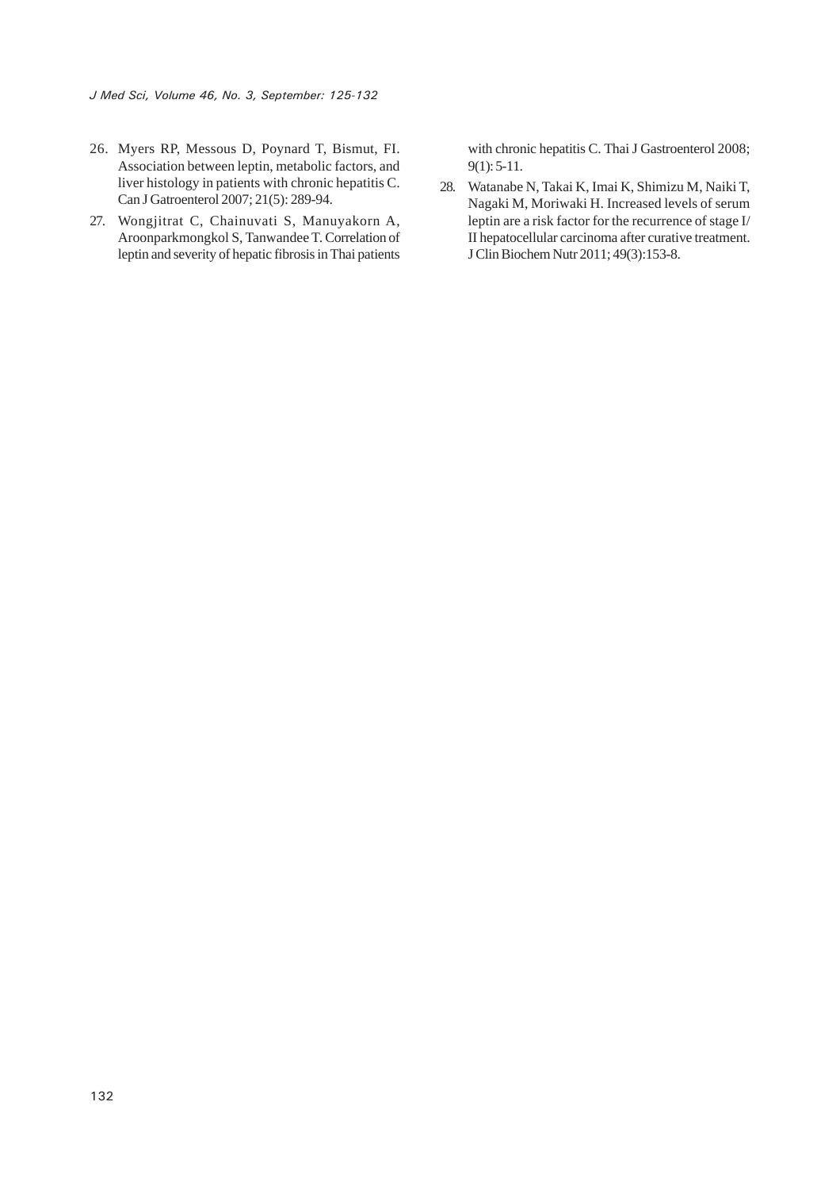26. Myers RP, Messous D, Poynard T, Bismut, FI. Association between leptin, metabolic factors, and liver histology in patients with chronic hepatitis C. Can J Gatroenterol 2007; 21(5): 289-94.
27. Wongjitrat C, Chainuvati S, Manuyakorn A, Aroonparkmongkol S, Tanwandee T. Correlation of leptin and severity of hepatic fibrosis in Thai patients with chronic hepatitis C. Thai J Gastroenterol 2008; 9(1): 5-11.
28. Watanabe N, Takai K, Imai K, Shimizu M, Naiki T, Nagaki M, Moriwaki H. Increased levels of serum leptin are a risk factor for the recurrence of stage I/ II hepatocellular carcinoma after curative treatment. J Clin Biochem Nutr 2011; 49(3):153-8.